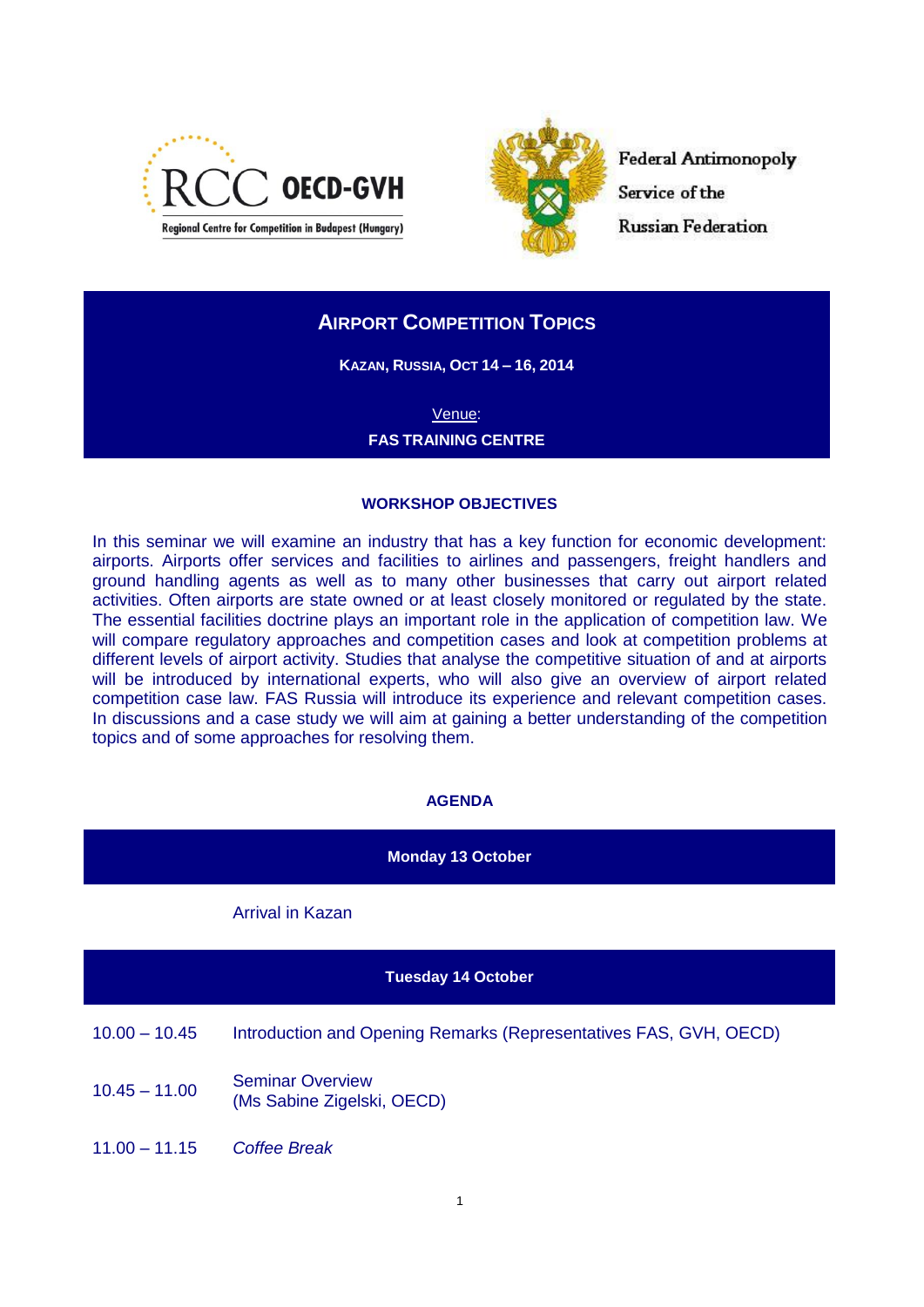RCC OECD-GVH
Regional Centre for Competition in Budapest (Hungary)

Federal Antimonopoly Service of the Russian Federation

# AIRPORT COMPETITION TOPICS

**KAZAN, RUSSIA, OCT 14 – 16, 2014**

Venue:
**FAS TRAINING CENTRE**

## WORKSHOP OBJECTIVES

In this seminar we will examine an industry that has a key function for economic development: airports. Airports offer services and facilities to airlines and passengers, freight handlers and ground handling agents as well as to many other businesses that carry out airport related activities. Often airports are state owned or at least closely monitored or regulated by the state. The essential facilities doctrine plays an important role in the application of competition law. We will compare regulatory approaches and competition cases and look at competition problems at different levels of airport activity. Studies that analyse the competitive situation of and at airports will be introduced by international experts, who will also give an overview of airport related competition case law. FAS Russia will introduce its experience and relevant competition cases. In discussions and a case study we will aim at gaining a better understanding of the competition topics and of some approaches for resolving them.

## AGENDA

**Monday 13 October**

Arrival in Kazan

**Tuesday 14 October**

| | |
|---|---|
| 10.00 – 10.45 | Introduction and Opening Remarks (Representatives FAS, GVH, OECD) |
| 10.45 – 11.00 | Seminar Overview (Ms Sabine Zigelski, OECD) |
| 11.00 – 11.15 | *Coffee Break* |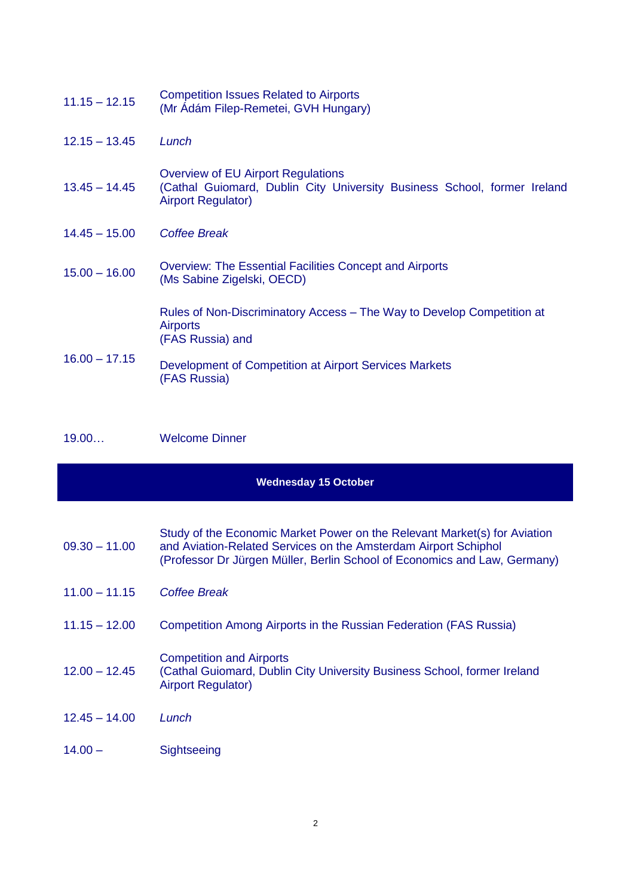| | |
|---|---|
| 11.15 – 12.15 | Competition Issues Related to Airports<br>(Mr Ádám Filep-Remetei, GVH Hungary) |
| 12.15 – 13.45 | *Lunch* |
| 13.45 – 14.45 | Overview of EU Airport Regulations<br>(Cathal Guiomard, Dublin City University Business School, former Ireland Airport Regulator) |
| 14.45 – 15.00 | *Coffee Break* |
| 15.00 – 16.00 | Overview: The Essential Facilities Concept and Airports<br>(Ms Sabine Zigelski, OECD) |
| 16.00 – 17.15 | Rules of Non-Discriminatory Access – The Way to Develop Competition at Airports<br>(FAS Russia) and<br><br>Development of Competition at Airport Services Markets<br>(FAS Russia) |
| 19.00… | Welcome Dinner |

## Wednesday 15 October

| | |
|---|---|
| 09.30 – 11.00 | Study of the Economic Market Power on the Relevant Market(s) for Aviation and Aviation-Related Services on the Amsterdam Airport Schiphol<br>(Professor Dr Jürgen Müller, Berlin School of Economics and Law, Germany) |
| 11.00 – 11.15 | *Coffee Break* |
| 11.15 – 12.00 | Competition Among Airports in the Russian Federation (FAS Russia) |
| 12.00 – 12.45 | Competition and Airports<br>(Cathal Guiomard, Dublin City University Business School, former Ireland Airport Regulator) |
| 12.45 – 14.00 | *Lunch* |
| 14.00 – | Sightseeing |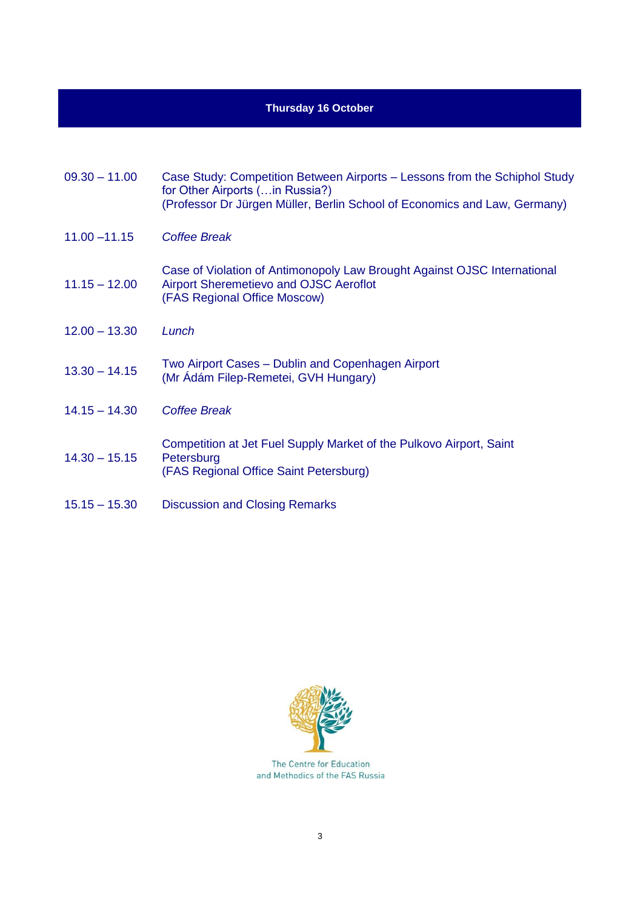## Thursday 16 October

| | |
|---|---|
| 09.30 – 11.00 | Case Study: Competition Between Airports – Lessons from the Schiphol Study for Other Airports (…in Russia?)<br>(Professor Dr Jürgen Müller, Berlin School of Economics and Law, Germany) |
| 11.00 –11.15 | *Coffee Break* |
| 11.15 – 12.00 | Case of Violation of Antimonopoly Law Brought Against OJSC International Airport Sheremetievo and OJSC Aeroflot<br>(FAS Regional Office Moscow) |
| 12.00 – 13.30 | *Lunch* |
| 13.30 – 14.15 | Two Airport Cases – Dublin and Copenhagen Airport<br>(Mr Ádám Filep-Remetei, GVH Hungary) |
| 14.15 – 14.30 | *Coffee Break* |
| 14.30 – 15.15 | Competition at Jet Fuel Supply Market of the Pulkovo Airport, Saint Petersburg<br>(FAS Regional Office Saint Petersburg) |
| 15.15 – 15.30 | Discussion and Closing Remarks |

The Centre for Education and Methodics of the FAS Russia